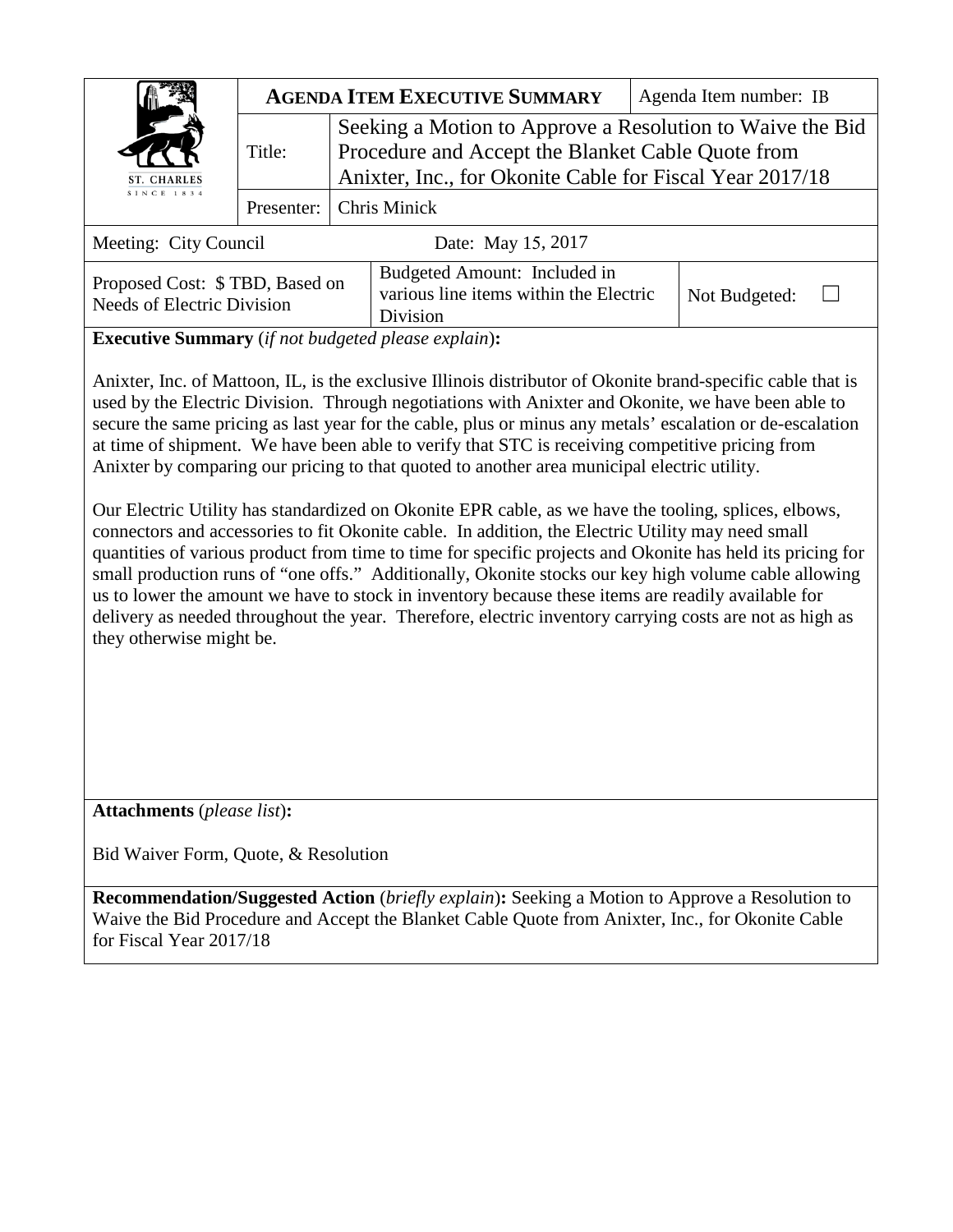| ST. CHARLES SINCE 1834 | **AGENDA ITEM EXECUTIVE SUMMARY** | | Agenda Item number: IB |
|---|---|---|---|
| | Title: | Seeking a Motion to Approve a Resolution to Waive the Bid Procedure and Accept the Blanket Cable Quote from Anixter, Inc., for Okonite Cable for Fiscal Year 2017/18 | |
| | Presenter: | Chris Minick | |

| Meeting: City Council | Date: May 15, 2017 |
|---|---|

| Proposed Cost: $ TBD, Based on Needs of Electric Division | Budgeted Amount: Included in various line items within the Electric Division | Not Budgeted: ☐ |
|---|---|---|

**Executive Summary** (*if not budgeted please explain*)**:**

Anixter, Inc. of Mattoon, IL, is the exclusive Illinois distributor of Okonite brand-specific cable that is used by the Electric Division. Through negotiations with Anixter and Okonite, we have been able to secure the same pricing as last year for the cable, plus or minus any metals' escalation or de-escalation at time of shipment. We have been able to verify that STC is receiving competitive pricing from Anixter by comparing our pricing to that quoted to another area municipal electric utility.

Our Electric Utility has standardized on Okonite EPR cable, as we have the tooling, splices, elbows, connectors and accessories to fit Okonite cable. In addition, the Electric Utility may need small quantities of various product from time to time for specific projects and Okonite has held its pricing for small production runs of "one offs." Additionally, Okonite stocks our key high volume cable allowing us to lower the amount we have to stock in inventory because these items are readily available for delivery as needed throughout the year. Therefore, electric inventory carrying costs are not as high as they otherwise might be.

**Attachments** (*please list*)**:**

Bid Waiver Form, Quote, & Resolution

**Recommendation/Suggested Action** (*briefly explain*)**:** Seeking a Motion to Approve a Resolution to Waive the Bid Procedure and Accept the Blanket Cable Quote from Anixter, Inc., for Okonite Cable for Fiscal Year 2017/18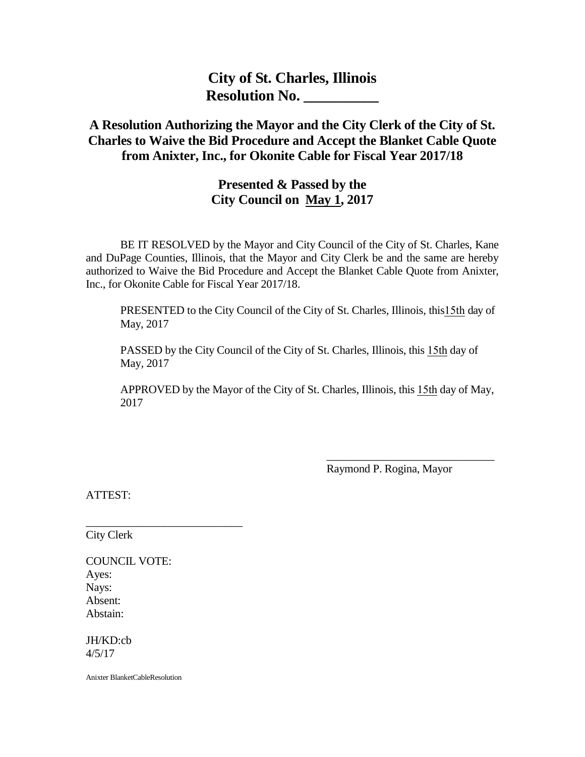# City of St. Charles, Illinois
# Resolution No. __________

## A Resolution Authorizing the Mayor and the City Clerk of the City of St. Charles to Waive the Bid Procedure and Accept the Blanket Cable Quote from Anixter, Inc., for Okonite Cable for Fiscal Year 2017/18

### Presented & Passed by the City Council on May 1, 2017

BE IT RESOLVED by the Mayor and City Council of the City of St. Charles, Kane and DuPage Counties, Illinois, that the Mayor and City Clerk be and the same are hereby authorized to Waive the Bid Procedure and Accept the Blanket Cable Quote from Anixter, Inc., for Okonite Cable for Fiscal Year 2017/18.

PRESENTED to the City Council of the City of St. Charles, Illinois, this15th day of May, 2017

PASSED by the City Council of the City of St. Charles, Illinois, this 15th day of May, 2017

APPROVED by the Mayor of the City of St. Charles, Illinois, this 15th day of May, 2017

______________________________
Raymond P. Rogina, Mayor

ATTEST:

___________________________
City Clerk

COUNCIL VOTE:
Ayes:
Nays:
Absent:
Abstain:

JH/KD:cb
4/5/17

Anixter BlanketCableResolution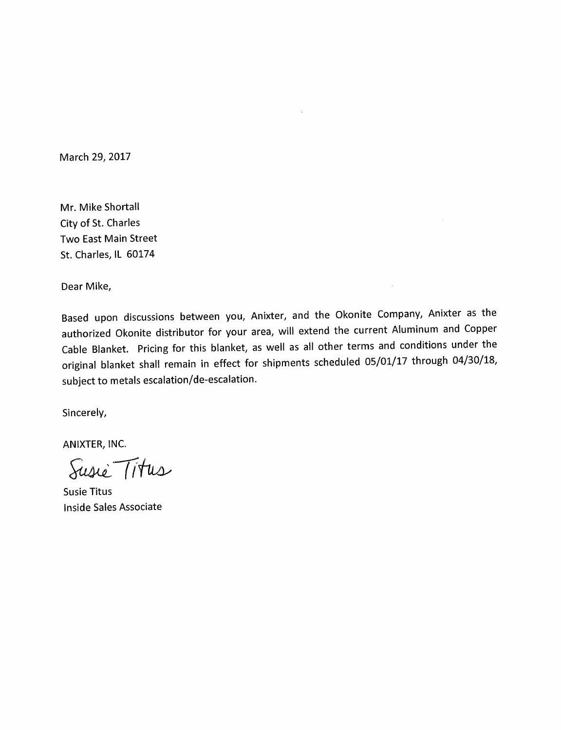March 29, 2017

Mr. Mike Shortall  
City of St. Charles  
Two East Main Street  
St. Charles, IL 60174

Dear Mike,

Based upon discussions between you, Anixter, and the Okonite Company, Anixter as the authorized Okonite distributor for your area, will extend the current Aluminum and Copper Cable Blanket. Pricing for this blanket, as well as all other terms and conditions under the original blanket shall remain in effect for shipments scheduled 05/01/17 through 04/30/18, subject to metals escalation/de-escalation.

Sincerely,

ANIXTER, INC.

Susie Titus

Susie Titus  
Inside Sales Associate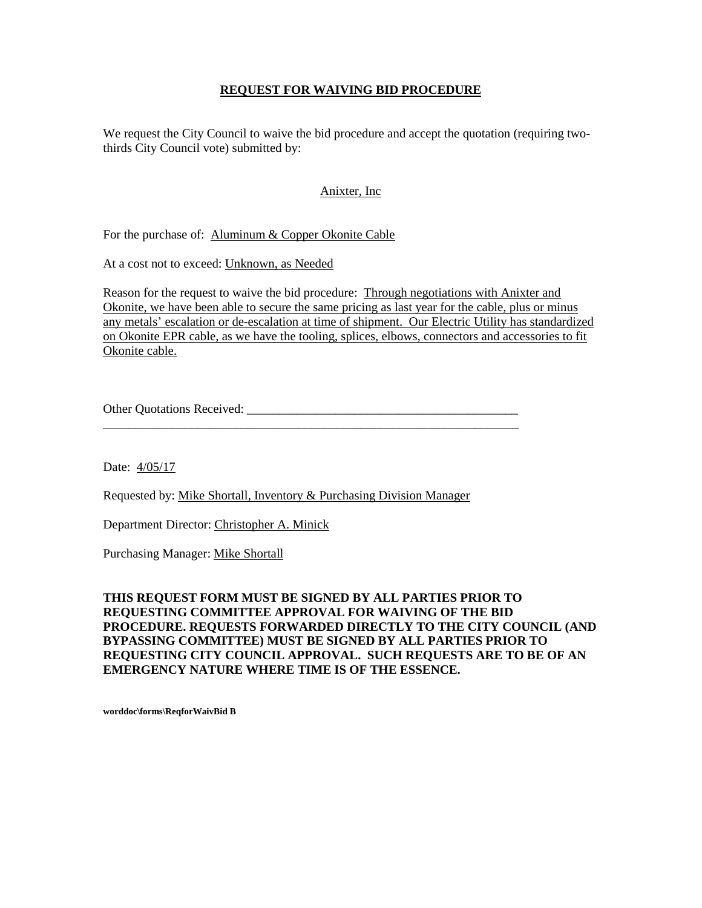## REQUEST FOR WAIVING BID PROCEDURE

We request the City Council to waive the bid procedure and accept the quotation (requiring two-thirds City Council vote) submitted by:

Anixter, Inc

For the purchase of: Aluminum & Copper Okonite Cable

At a cost not to exceed: Unknown, as Needed

Reason for the request to waive the bid procedure: Through negotiations with Anixter and Okonite, we have been able to secure the same pricing as last year for the cable, plus or minus any metals' escalation or de-escalation at time of shipment. Our Electric Utility has standardized on Okonite EPR cable, as we have the tooling, splices, elbows, connectors and accessories to fit Okonite cable.

Other Quotations Received: ____________________________________________
______________________________________________________________________

Date: 4/05/17

Requested by: Mike Shortall, Inventory & Purchasing Division Manager

Department Director: Christopher A. Minick

Purchasing Manager: Mike Shortall

**THIS REQUEST FORM MUST BE SIGNED BY ALL PARTIES PRIOR TO REQUESTING COMMITTEE APPROVAL FOR WAIVING OF THE BID PROCEDURE. REQUESTS FORWARDED DIRECTLY TO THE CITY COUNCIL (AND BYPASSING COMMITTEE) MUST BE SIGNED BY ALL PARTIES PRIOR TO REQUESTING CITY COUNCIL APPROVAL. SUCH REQUESTS ARE TO BE OF AN EMERGENCY NATURE WHERE TIME IS OF THE ESSENCE.**

**worddoc\forms\ReqforWaivBid B**